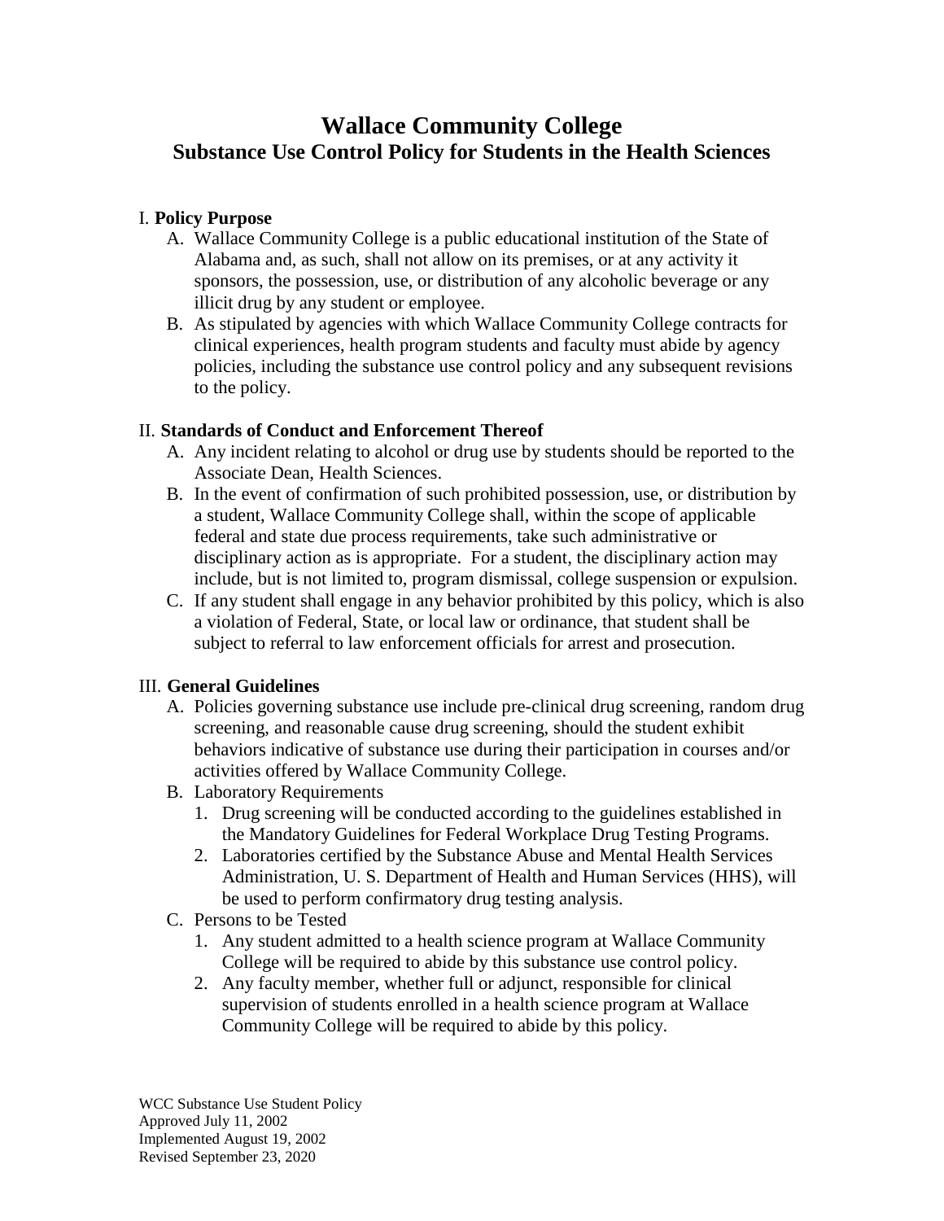# Wallace Community College
## Substance Use Control Policy for Students in the Health Sciences

I. **Policy Purpose**

A. Wallace Community College is a public educational institution of the State of Alabama and, as such, shall not allow on its premises, or at any activity it sponsors, the possession, use, or distribution of any alcoholic beverage or any illicit drug by any student or employee.

B. As stipulated by agencies with which Wallace Community College contracts for clinical experiences, health program students and faculty must abide by agency policies, including the substance use control policy and any subsequent revisions to the policy.

II. **Standards of Conduct and Enforcement Thereof**

A. Any incident relating to alcohol or drug use by students should be reported to the Associate Dean, Health Sciences.

B. In the event of confirmation of such prohibited possession, use, or distribution by a student, Wallace Community College shall, within the scope of applicable federal and state due process requirements, take such administrative or disciplinary action as is appropriate. For a student, the disciplinary action may include, but is not limited to, program dismissal, college suspension or expulsion.

C. If any student shall engage in any behavior prohibited by this policy, which is also a violation of Federal, State, or local law or ordinance, that student shall be subject to referral to law enforcement officials for arrest and prosecution.

III. **General Guidelines**

A. Policies governing substance use include pre-clinical drug screening, random drug screening, and reasonable cause drug screening, should the student exhibit behaviors indicative of substance use during their participation in courses and/or activities offered by Wallace Community College.

B. Laboratory Requirements
   1. Drug screening will be conducted according to the guidelines established in the Mandatory Guidelines for Federal Workplace Drug Testing Programs.
   2. Laboratories certified by the Substance Abuse and Mental Health Services Administration, U. S. Department of Health and Human Services (HHS), will be used to perform confirmatory drug testing analysis.

C. Persons to be Tested
   1. Any student admitted to a health science program at Wallace Community College will be required to abide by this substance use control policy.
   2. Any faculty member, whether full or adjunct, responsible for clinical supervision of students enrolled in a health science program at Wallace Community College will be required to abide by this policy.

WCC Substance Use Student Policy
Approved July 11, 2002
Implemented August 19, 2002
Revised September 23, 2020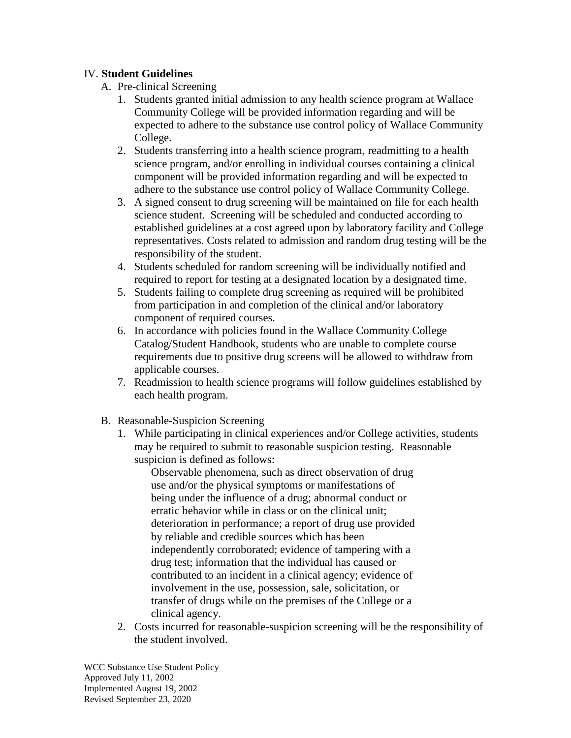## IV. **Student Guidelines**

A. Pre-clinical Screening

1. Students granted initial admission to any health science program at Wallace Community College will be provided information regarding and will be expected to adhere to the substance use control policy of Wallace Community College.
2. Students transferring into a health science program, readmitting to a health science program, and/or enrolling in individual courses containing a clinical component will be provided information regarding and will be expected to adhere to the substance use control policy of Wallace Community College.
3. A signed consent to drug screening will be maintained on file for each health science student. Screening will be scheduled and conducted according to established guidelines at a cost agreed upon by laboratory facility and College representatives. Costs related to admission and random drug testing will be the responsibility of the student.
4. Students scheduled for random screening will be individually notified and required to report for testing at a designated location by a designated time.
5. Students failing to complete drug screening as required will be prohibited from participation in and completion of the clinical and/or laboratory component of required courses.
6. In accordance with policies found in the Wallace Community College Catalog/Student Handbook, students who are unable to complete course requirements due to positive drug screens will be allowed to withdraw from applicable courses.
7. Readmission to health science programs will follow guidelines established by each health program.

B. Reasonable-Suspicion Screening

1. While participating in clinical experiences and/or College activities, students may be required to submit to reasonable suspicion testing. Reasonable suspicion is defined as follows:

   Observable phenomena, such as direct observation of drug use and/or the physical symptoms or manifestations of being under the influence of a drug; abnormal conduct or erratic behavior while in class or on the clinical unit; deterioration in performance; a report of drug use provided by reliable and credible sources which has been independently corroborated; evidence of tampering with a drug test; information that the individual has caused or contributed to an incident in a clinical agency; evidence of involvement in the use, possession, sale, solicitation, or transfer of drugs while on the premises of the College or a clinical agency.

2. Costs incurred for reasonable-suspicion screening will be the responsibility of the student involved.

WCC Substance Use Student Policy
Approved July 11, 2002
Implemented August 19, 2002
Revised September 23, 2020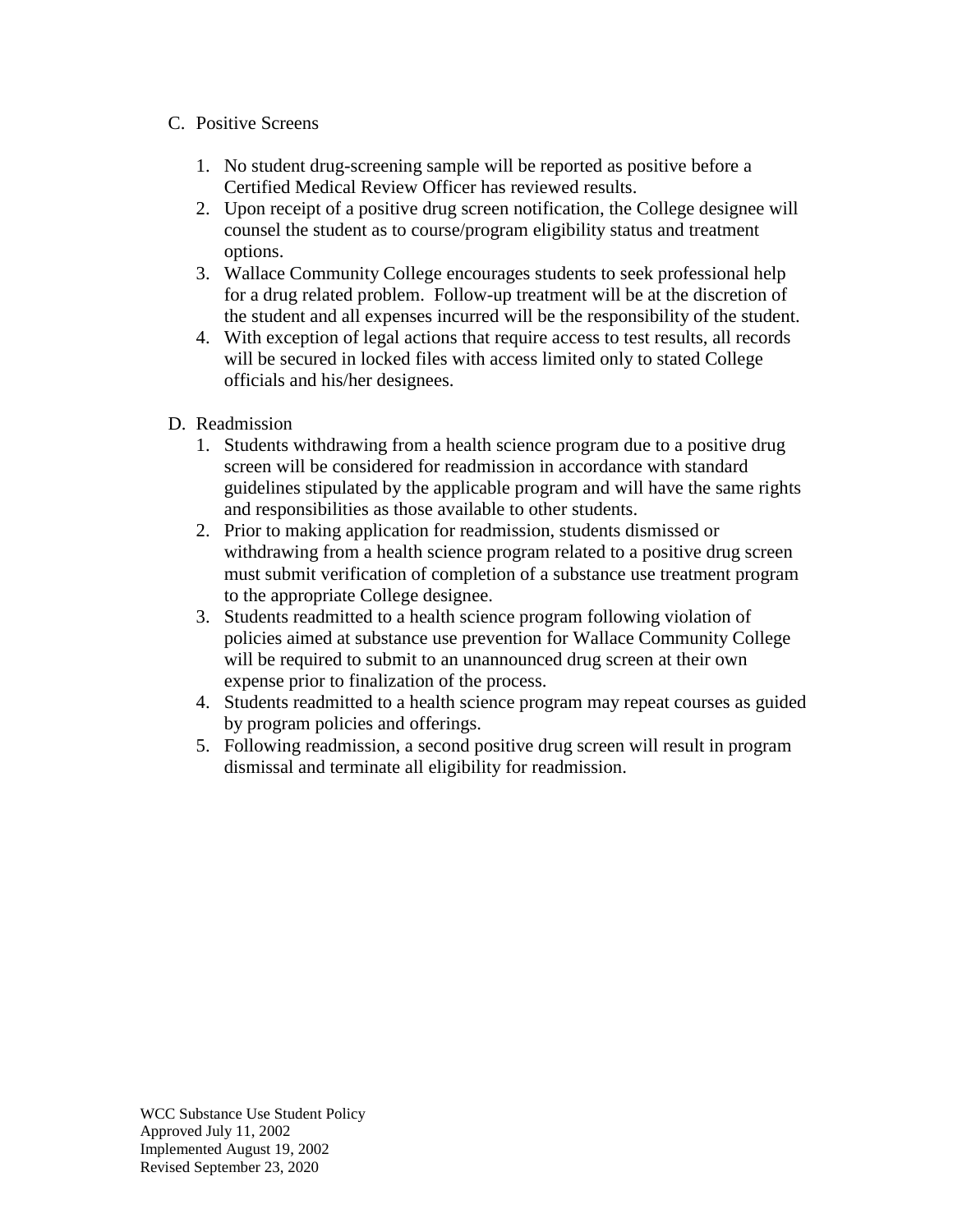C. Positive Screens

1. No student drug-screening sample will be reported as positive before a Certified Medical Review Officer has reviewed results.
2. Upon receipt of a positive drug screen notification, the College designee will counsel the student as to course/program eligibility status and treatment options.
3. Wallace Community College encourages students to seek professional help for a drug related problem. Follow-up treatment will be at the discretion of the student and all expenses incurred will be the responsibility of the student.
4. With exception of legal actions that require access to test results, all records will be secured in locked files with access limited only to stated College officials and his/her designees.

D. Readmission

1. Students withdrawing from a health science program due to a positive drug screen will be considered for readmission in accordance with standard guidelines stipulated by the applicable program and will have the same rights and responsibilities as those available to other students.
2. Prior to making application for readmission, students dismissed or withdrawing from a health science program related to a positive drug screen must submit verification of completion of a substance use treatment program to the appropriate College designee.
3. Students readmitted to a health science program following violation of policies aimed at substance use prevention for Wallace Community College will be required to submit to an unannounced drug screen at their own expense prior to finalization of the process.
4. Students readmitted to a health science program may repeat courses as guided by program policies and offerings.
5. Following readmission, a second positive drug screen will result in program dismissal and terminate all eligibility for readmission.

WCC Substance Use Student Policy
Approved July 11, 2002
Implemented August 19, 2002
Revised September 23, 2020